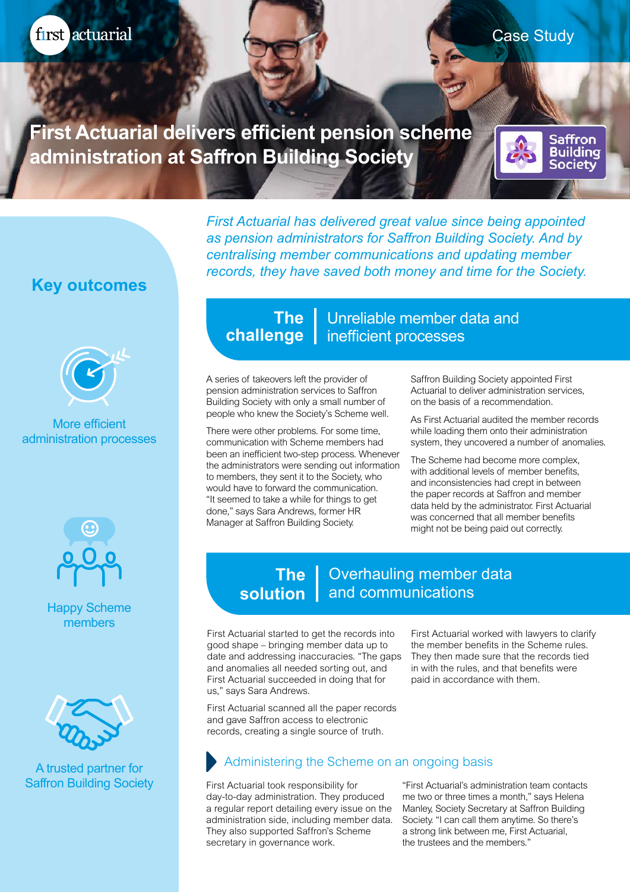Case Study

# First Actuarial delivers efficient pension scheme administration at Saffron Building Society

*First Actuarial has delivered great value since being appointed as pension administrators for Saffron Building Society. And by centralising member communications and updating member records, they have saved both money and time for the Society.*

## Key outcomes

More efficient administration processes

Happy Scheme members

A trusted partner for Saffron Building Society

## The challenge | Unreliable member data and inefficient processes

A series of takeovers left the provider of pension administration services to Saffron Building Society with only a small number of people who knew the Society's Scheme well.

There were other problems. For some time, communication with Scheme members had been an inefficient two-step process. Whenever the administrators were sending out information to members, they sent it to the Society, who would have to forward the communication. "It seemed to take a while for things to get done," says Sara Andrews, former HR Manager at Saffron Building Society.

Saffron Building Society appointed First Actuarial to deliver administration services, on the basis of a recommendation.

As First Actuarial audited the member records while loading them onto their administration system, they uncovered a number of anomalies.

The Scheme had become more complex, with additional levels of member benefits, and inconsistencies had crept in between the paper records at Saffron and member data held by the administrator. First Actuarial was concerned that all member benefits might not be being paid out correctly.

## The solution | Overhauling member data and communications

First Actuarial started to get the records into good shape – bringing member data up to date and addressing inaccuracies. "The gaps and anomalies all needed sorting out, and First Actuarial succeeded in doing that for us," says Sara Andrews.

First Actuarial scanned all the paper records and gave Saffron access to electronic records, creating a single source of truth.

First Actuarial worked with lawyers to clarify the member benefits in the Scheme rules. They then made sure that the records tied in with the rules, and that benefits were paid in accordance with them.

### Administering the Scheme on an ongoing basis

First Actuarial took responsibility for day-to-day administration. They produced a regular report detailing every issue on the administration side, including member data. They also supported Saffron's Scheme secretary in governance work.

"First Actuarial's administration team contacts me two or three times a month," says Helena Manley, Society Secretary at Saffron Building Society. "I can call them anytime. So there's a strong link between me, First Actuarial, the trustees and the members."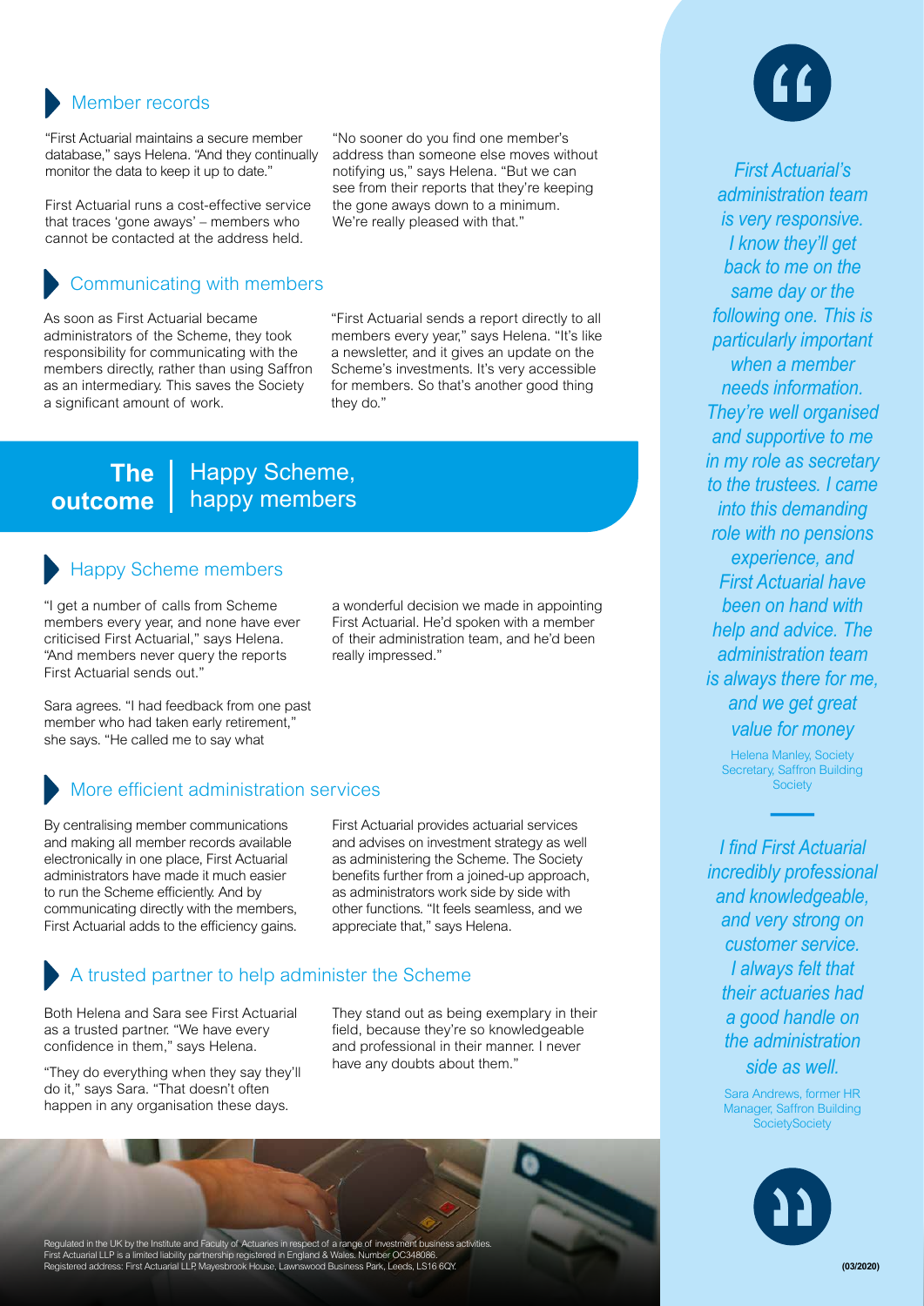## Member records

"First Actuarial maintains a secure member database," says Helena. "And they continually monitor the data to keep it up to date."

First Actuarial runs a cost-effective service that traces 'gone aways' – members who cannot be contacted at the address held.

"No sooner do you find one member's address than someone else moves without notifying us," says Helena. "But we can see from their reports that they're keeping the gone aways down to a minimum. We're really pleased with that."

## Communicating with members

As soon as First Actuarial became administrators of the Scheme, they took responsibility for communicating with the members directly, rather than using Saffron as an intermediary. This saves the Society a significant amount of work.

"First Actuarial sends a report directly to all members every year," says Helena. "It's like a newsletter, and it gives an update on the Scheme's investments. It's very accessible for members. So that's another good thing they do."

# The outcome | Happy Scheme, happy members

## Happy Scheme members

"I get a number of calls from Scheme members every year, and none have ever criticised First Actuarial," says Helena. "And members never query the reports First Actuarial sends out."

Sara agrees. "I had feedback from one past member who had taken early retirement," she says. "He called me to say what a wonderful decision we made in appointing First Actuarial. He'd spoken with a member of their administration team, and he'd been really impressed."

## More efficient administration services

By centralising member communications and making all member records available electronically in one place, First Actuarial administrators have made it much easier to run the Scheme efficiently. And by communicating directly with the members, First Actuarial adds to the efficiency gains.

First Actuarial provides actuarial services and advises on investment strategy as well as administering the Scheme. The Society benefits further from a joined-up approach, as administrators work side by side with other functions. "It feels seamless, and we appreciate that," says Helena.

## A trusted partner to help administer the Scheme

Both Helena and Sara see First Actuarial as a trusted partner. "We have every confidence in them," says Helena.

"They do everything when they say they'll do it," says Sara. "That doesn't often happen in any organisation these days. They stand out as being exemplary in their field, because they're so knowledgeable and professional in their manner. I never have any doubts about them."

*First Actuarial's administration team is very responsive. I know they'll get back to me on the same day or the following one. This is particularly important when a member needs information. They're well organised and supportive to me in my role as secretary to the trustees. I came into this demanding role with no pensions experience, and First Actuarial have been on hand with help and advice. The administration team is always there for me, and we get great value for money*

Helena Manley, Society Secretary, Saffron Building Society

*I find First Actuarial incredibly professional and knowledgeable, and very strong on customer service. I always felt that their actuaries had a good handle on the administration side as well.*

Sara Andrews, former HR Manager, Saffron Building SocietySociety

Regulated in the UK by the Institute and Faculty of Actuaries in respect of a range of investment business activities.
First Actuarial LLP is a limited liability partnership registered in England & Wales. Number OC348086.
Registered address: First Actuarial LLP, Mayesbrook House, Lawnswood Business Park, Leeds, LS16 6QY.

(03/2020)